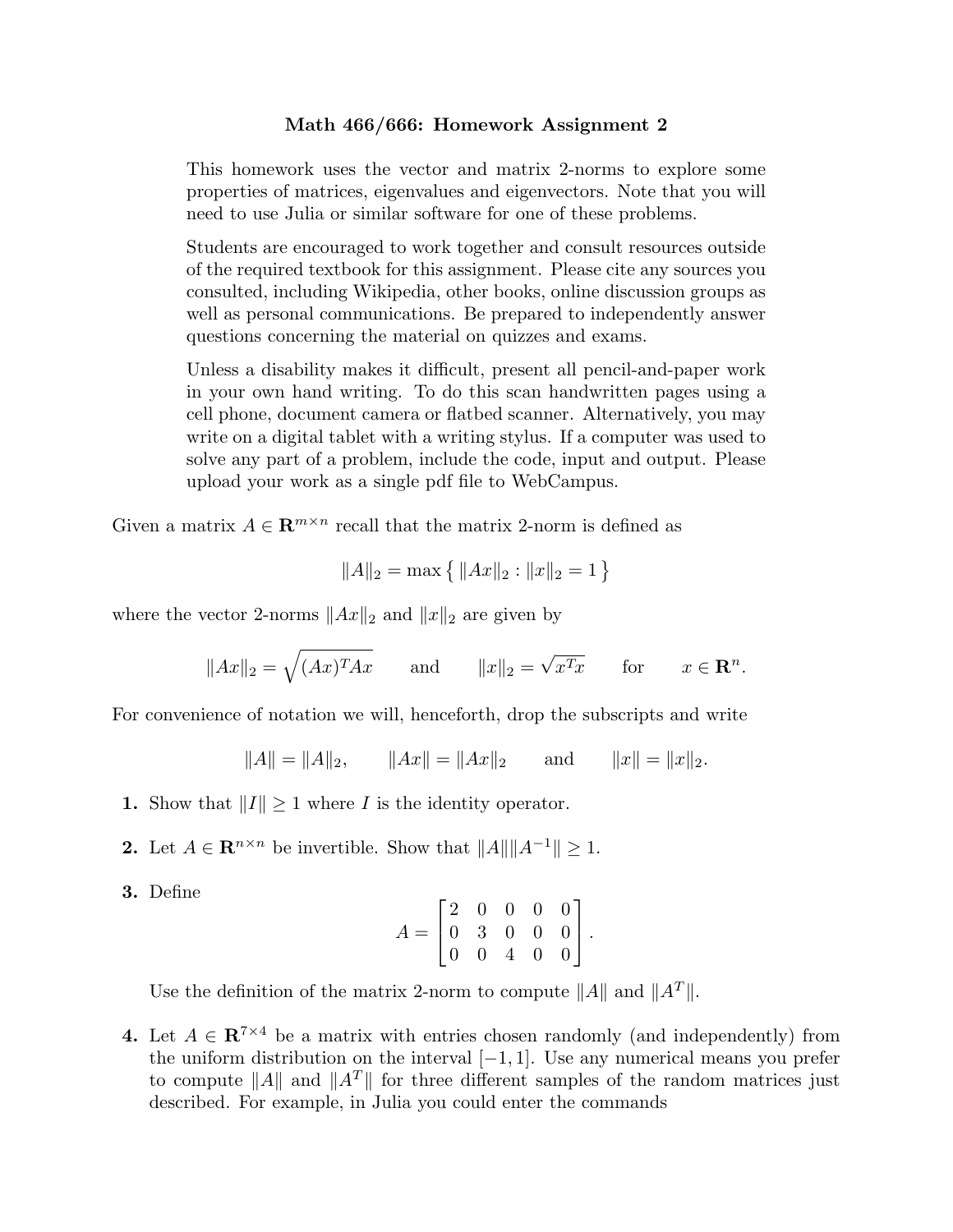# Math 466/666: Homework Assignment 2

This homework uses the vector and matrix 2-norms to explore some properties of matrices, eigenvalues and eigenvectors. Note that you will need to use Julia or similar software for one of these problems.

Students are encouraged to work together and consult resources outside of the required textbook for this assignment. Please cite any sources you consulted, including Wikipedia, other books, online discussion groups as well as personal communications. Be prepared to independently answer questions concerning the material on quizzes and exams.

Unless a disability makes it difficult, present all pencil-and-paper work in your own hand writing. To do this scan handwritten pages using a cell phone, document camera or flatbed scanner. Alternatively, you may write on a digital tablet with a writing stylus. If a computer was used to solve any part of a problem, include the code, input and output. Please upload your work as a single pdf file to WebCampus.

Given a matrix $A \in \mathbf{R}^{m\times n}$ recall that the matrix 2-norm is defined as

$$\|A\|_2 = \max\big\{\, \|Ax\|_2 : \|x\|_2 = 1 \big\}$$

where the vector 2-norms $\|Ax\|_2$ and $\|x\|_2$ are given by

$$\|Ax\|_2 = \sqrt{(Ax)^T Ax} \qquad \text{and} \qquad \|x\|_2 = \sqrt{x^T x} \qquad \text{for} \qquad x \in \mathbf{R}^n.$$

For convenience of notation we will, henceforth, drop the subscripts and write

$$\|A\| = \|A\|_2, \qquad \|Ax\| = \|Ax\|_2 \qquad \text{and} \qquad \|x\| = \|x\|_2.$$

**1.** Show that $\|I\| \geq 1$ where $I$ is the identity operator.

**2.** Let $A \in \mathbf{R}^{n\times n}$ be invertible. Show that $\|A\|\|A^{-1}\| \geq 1$.

**3.** Define

$$A = \begin{bmatrix} 2 & 0 & 0 & 0 & 0 \\ 0 & 3 & 0 & 0 & 0 \\ 0 & 0 & 4 & 0 & 0 \end{bmatrix}.$$

Use the definition of the matrix 2-norm to compute $\|A\|$ and $\|A^T\|$.

**4.** Let $A \in \mathbf{R}^{7\times 4}$ be a matrix with entries chosen randomly (and independently) from the uniform distribution on the interval $[-1, 1]$. Use any numerical means you prefer to compute $\|A\|$ and $\|A^T\|$ for three different samples of the random matrices just described. For example, in Julia you could enter the commands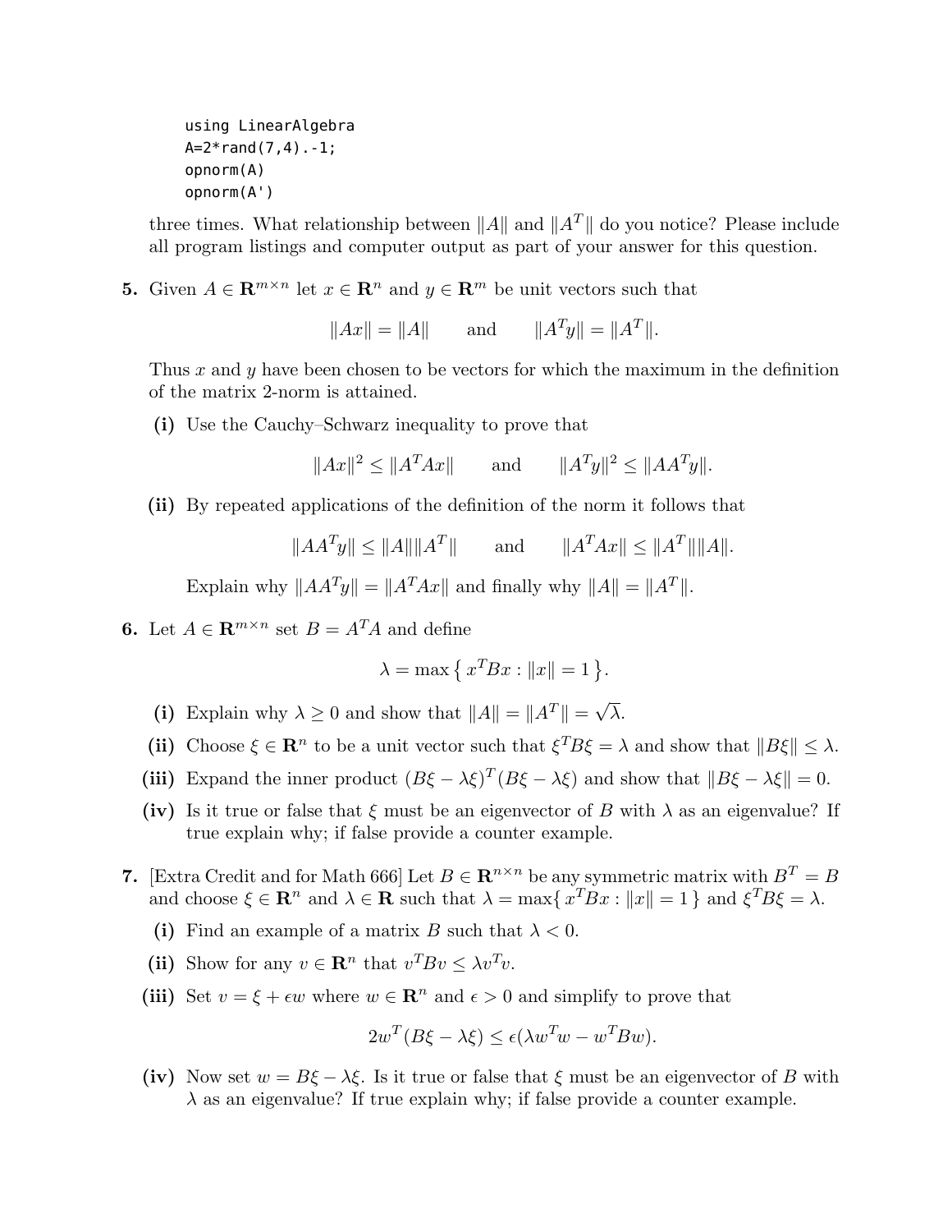```
using LinearAlgebra
A=2*rand(7,4).-1;
opnorm(A)
opnorm(A')
```

three times. What relationship between $\|A\|$ and $\|A^T\|$ do you notice? Please include all program listings and computer output as part of your answer for this question.

**5.** Given $A \in \mathbf{R}^{m\times n}$ let $x \in \mathbf{R}^n$ and $y \in \mathbf{R}^m$ be unit vectors such that

$$\|Ax\| = \|A\| \qquad \text{and} \qquad \|A^T y\| = \|A^T\|.$$

Thus $x$ and $y$ have been chosen to be vectors for which the maximum in the definition of the matrix 2-norm is attained.

**(i)** Use the Cauchy–Schwarz inequality to prove that

$$\|Ax\|^2 \le \|A^T Ax\| \qquad \text{and} \qquad \|A^T y\|^2 \le \|AA^T y\|.$$

**(ii)** By repeated applications of the definition of the norm it follows that

$$\|AA^T y\| \le \|A\|\|A^T\| \qquad \text{and} \qquad \|A^T Ax\| \le \|A^T\|\|A\|.$$

Explain why $\|AA^T y\| = \|A^T Ax\|$ and finally why $\|A\| = \|A^T\|$.

**6.** Let $A \in \mathbf{R}^{m\times n}$ set $B = A^T A$ and define

$$\lambda = \max\{\, x^T Bx : \|x\| = 1 \,\}.$$

**(i)** Explain why $\lambda \ge 0$ and show that $\|A\| = \|A^T\| = \sqrt{\lambda}$.

**(ii)** Choose $\xi \in \mathbf{R}^n$ to be a unit vector such that $\xi^T B\xi = \lambda$ and show that $\|B\xi\| \le \lambda$.

**(iii)** Expand the inner product $(B\xi - \lambda\xi)^T(B\xi - \lambda\xi)$ and show that $\|B\xi - \lambda\xi\| = 0$.

**(iv)** Is it true or false that $\xi$ must be an eigenvector of $B$ with $\lambda$ as an eigenvalue? If true explain why; if false provide a counter example.

**7.** [Extra Credit and for Math 666] Let $B \in \mathbf{R}^{n\times n}$ be any symmetric matrix with $B^T = B$ and choose $\xi \in \mathbf{R}^n$ and $\lambda \in \mathbf{R}$ such that $\lambda = \max\{\, x^T Bx : \|x\| = 1 \,\}$ and $\xi^T B\xi = \lambda$.

**(i)** Find an example of a matrix $B$ such that $\lambda < 0$.

**(ii)** Show for any $v \in \mathbf{R}^n$ that $v^T Bv \le \lambda v^T v$.

**(iii)** Set $v = \xi + \epsilon w$ where $w \in \mathbf{R}^n$ and $\epsilon > 0$ and simplify to prove that

$$2w^T(B\xi - \lambda\xi) \le \epsilon(\lambda w^T w - w^T Bw).$$

**(iv)** Now set $w = B\xi - \lambda\xi$. Is it true or false that $\xi$ must be an eigenvector of $B$ with $\lambda$ as an eigenvalue? If true explain why; if false provide a counter example.